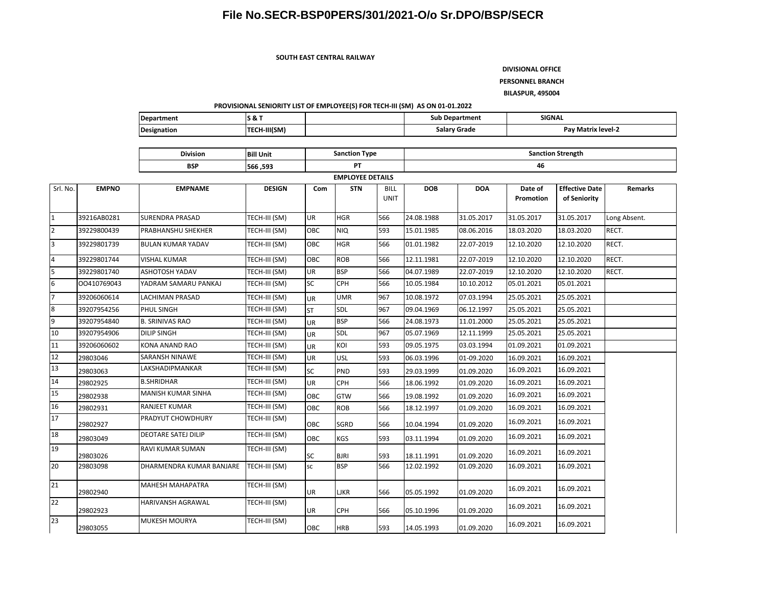# File No.SECR-BSP0PERS/301/2021-O/o Sr.DPO/BSP/SECR

**SOUTH EAST CENTRAL RAILWAY**

**DIVISIONAL OFFICE**

**PERSONNEL BRANCH**

**BILASPUR, 495004**

**PROVISIONAL SENIORITY LIST OF EMPLOYEE(S) FOR TECH-III (SM) AS ON 01-01.2022**

| Department | S & T | | Sub Department | SIGNAL |
|---|---|---|---|---|
| Designation | TECH-III(SM) | | Salary Grade | Pay Matrix level-2 |

| Division | Bill Unit | Sanction Type | Sanction Strength |
|---|---|---|---|
| BSP | 566 ,593 | PT | 46 |

**EMPLOYEE DETAILS**

| Srl. No. | EMPNO | EMPNAME | DESIGN | Com | STN | BILL UNIT | DOB | DOA | Date of Promotion | Effective Date of Seniority | Remarks |
|---|---|---|---|---|---|---|---|---|---|---|---|
| 1 | 39216AB0281 | SURENDRA PRASAD | TECH-III (SM) | UR | HGR | 566 | 24.08.1988 | 31.05.2017 | 31.05.2017 | 31.05.2017 | Long Absent. |
| 2 | 39229800439 | PRABHANSHU SHEKHER | TECH-III (SM) | OBC | NIQ | 593 | 15.01.1985 | 08.06.2016 | 18.03.2020 | 18.03.2020 | RECT. |
| 3 | 39229801739 | BULAN KUMAR YADAV | TECH-III (SM) | OBC | HGR | 566 | 01.01.1982 | 22.07-2019 | 12.10.2020 | 12.10.2020 | RECT. |
| 4 | 39229801744 | VISHAL KUMAR | TECH-III (SM) | OBC | ROB | 566 | 12.11.1981 | 22.07-2019 | 12.10.2020 | 12.10.2020 | RECT. |
| 5 | 39229801740 | ASHOTOSH YADAV | TECH-III (SM) | UR | BSP | 566 | 04.07.1989 | 22.07-2019 | 12.10.2020 | 12.10.2020 | RECT. |
| 6 | OO410769043 | YADRAM SAMARU PANKAJ | TECH-III (SM) | SC | CPH | 566 | 10.05.1984 | 10.10.2012 | 05.01.2021 | 05.01.2021 | |
| 7 | 39206060614 | LACHIMAN PRASAD | TECH-III (SM) | UR | UMR | 967 | 10.08.1972 | 07.03.1994 | 25.05.2021 | 25.05.2021 | |
| 8 | 39207954256 | PHUL SINGH | TECH-III (SM) | ST | SDL | 967 | 09.04.1969 | 06.12.1997 | 25.05.2021 | 25.05.2021 | |
| 9 | 39207954840 | B. SRINIVAS RAO | TECH-III (SM) | UR | BSP | 566 | 24.08.1973 | 11.01.2000 | 25.05.2021 | 25.05.2021 | |
| 10 | 39207954906 | DILIP SINGH | TECH-III (SM) | UR | SDL | 967 | 05.07.1969 | 12.11.1999 | 25.05.2021 | 25.05.2021 | |
| 11 | 39206060602 | KONA ANAND RAO | TECH-III (SM) | UR | KOI | 593 | 09.05.1975 | 03.03.1994 | 01.09.2021 | 01.09.2021 | |
| 12 | 29803046 | SARANSH NINAWE | TECH-III (SM) | UR | USL | 593 | 06.03.1996 | 01-09.2020 | 16.09.2021 | 16.09.2021 | |
| 13 | 29803063 | LAKSHADIPMANKAR | TECH-III (SM) | SC | PND | 593 | 29.03.1999 | 01.09.2020 | 16.09.2021 | 16.09.2021 | |
| 14 | 29802925 | B.SHRIDHAR | TECH-III (SM) | UR | CPH | 566 | 18.06.1992 | 01.09.2020 | 16.09.2021 | 16.09.2021 | |
| 15 | 29802938 | MANISH KUMAR SINHA | TECH-III (SM) | OBC | GTW | 566 | 19.08.1992 | 01.09.2020 | 16.09.2021 | 16.09.2021 | |
| 16 | 29802931 | RANJEET KUMAR | TECH-III (SM) | OBC | ROB | 566 | 18.12.1997 | 01.09.2020 | 16.09.2021 | 16.09.2021 | |
| 17 | 29802927 | PRADYUT CHOWDHURY | TECH-III (SM) | OBC | SGRD | 566 | 10.04.1994 | 01.09.2020 | 16.09.2021 | 16.09.2021 | |
| 18 | 29803049 | DEOTARE SATEJ DILIP | TECH-III (SM) | OBC | KGS | 593 | 03.11.1994 | 01.09.2020 | 16.09.2021 | 16.09.2021 | |
| 19 | 29803026 | RAVI KUMAR SUMAN | TECH-III (SM) | SC | BJRI | 593 | 18.11.1991 | 01.09.2020 | 16.09.2021 | 16.09.2021 | |
| 20 | 29803098 | DHARMENDRA KUMAR BANJARE | TECH-III (SM) | sc | BSP | 566 | 12.02.1992 | 01.09.2020 | 16.09.2021 | 16.09.2021 | |
| 21 | 29802940 | MAHESH MAHAPATRA | TECH-III (SM) | UR | LJKR | 566 | 05.05.1992 | 01.09.2020 | 16.09.2021 | 16.09.2021 | |
| 22 | 29802923 | HARIVANSH AGRAWAL | TECH-III (SM) | UR | CPH | 566 | 05.10.1996 | 01.09.2020 | 16.09.2021 | 16.09.2021 | |
| 23 | 29803055 | MUKESH MOURYA | TECH-III (SM) | OBC | HRB | 593 | 14.05.1993 | 01.09.2020 | 16.09.2021 | 16.09.2021 | |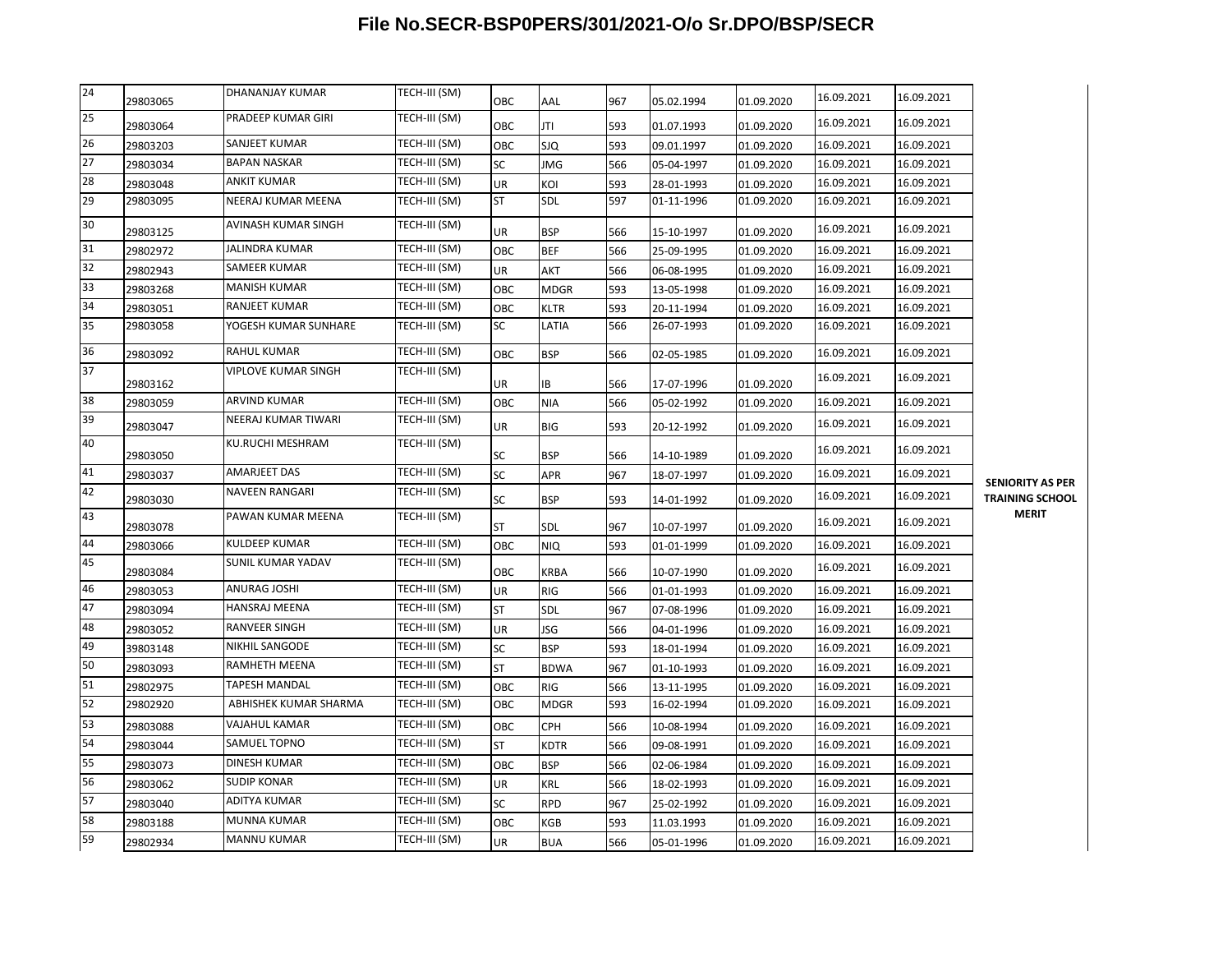# File No.SECR-BSP0PERS/301/2021-O/o Sr.DPO/BSP/SECR

| | | | | | | | | | | | |
|---|---|---|---|---|---|---|---|---|---|---|---|
| 24 | 29803065 | DHANANJAY KUMAR | TECH-III (SM) | OBC | AAL | 967 | 05.02.1994 | 01.09.2020 | 16.09.2021 | 16.09.2021 | SENIORITY AS PER TRAINING SCHOOL MERIT |
| 25 | 29803064 | PRADEEP KUMAR GIRI | TECH-III (SM) | OBC | JTI | 593 | 01.07.1993 | 01.09.2020 | 16.09.2021 | 16.09.2021 | |
| 26 | 29803203 | SANJEET KUMAR | TECH-III (SM) | OBC | SJQ | 593 | 09.01.1997 | 01.09.2020 | 16.09.2021 | 16.09.2021 | |
| 27 | 29803034 | BAPAN NASKAR | TECH-III (SM) | SC | JMG | 566 | 05-04-1997 | 01.09.2020 | 16.09.2021 | 16.09.2021 | |
| 28 | 29803048 | ANKIT KUMAR | TECH-III (SM) | UR | KOI | 593 | 28-01-1993 | 01.09.2020 | 16.09.2021 | 16.09.2021 | |
| 29 | 29803095 | NEERAJ KUMAR MEENA | TECH-III (SM) | ST | SDL | 597 | 01-11-1996 | 01.09.2020 | 16.09.2021 | 16.09.2021 | |
| 30 | 29803125 | AVINASH KUMAR SINGH | TECH-III (SM) | UR | BSP | 566 | 15-10-1997 | 01.09.2020 | 16.09.2021 | 16.09.2021 | |
| 31 | 29802972 | JALINDRA KUMAR | TECH-III (SM) | OBC | BEF | 566 | 25-09-1995 | 01.09.2020 | 16.09.2021 | 16.09.2021 | |
| 32 | 29802943 | SAMEER KUMAR | TECH-III (SM) | UR | AKT | 566 | 06-08-1995 | 01.09.2020 | 16.09.2021 | 16.09.2021 | |
| 33 | 29803268 | MANISH KUMAR | TECH-III (SM) | OBC | MDGR | 593 | 13-05-1998 | 01.09.2020 | 16.09.2021 | 16.09.2021 | |
| 34 | 29803051 | RANJEET KUMAR | TECH-III (SM) | OBC | KLTR | 593 | 20-11-1994 | 01.09.2020 | 16.09.2021 | 16.09.2021 | |
| 35 | 29803058 | YOGESH KUMAR SUNHARE | TECH-III (SM) | SC | LATIA | 566 | 26-07-1993 | 01.09.2020 | 16.09.2021 | 16.09.2021 | |
| 36 | 29803092 | RAHUL KUMAR | TECH-III (SM) | OBC | BSP | 566 | 02-05-1985 | 01.09.2020 | 16.09.2021 | 16.09.2021 | |
| 37 | 29803162 | VIPLOVE KUMAR SINGH | TECH-III (SM) | UR | IB | 566 | 17-07-1996 | 01.09.2020 | 16.09.2021 | 16.09.2021 | |
| 38 | 29803059 | ARVIND KUMAR | TECH-III (SM) | OBC | NIA | 566 | 05-02-1992 | 01.09.2020 | 16.09.2021 | 16.09.2021 | |
| 39 | 29803047 | NEERAJ KUMAR TIWARI | TECH-III (SM) | UR | BIG | 593 | 20-12-1992 | 01.09.2020 | 16.09.2021 | 16.09.2021 | |
| 40 | 29803050 | KU.RUCHI MESHRAM | TECH-III (SM) | SC | BSP | 566 | 14-10-1989 | 01.09.2020 | 16.09.2021 | 16.09.2021 | |
| 41 | 29803037 | AMARJEET DAS | TECH-III (SM) | SC | APR | 967 | 18-07-1997 | 01.09.2020 | 16.09.2021 | 16.09.2021 | |
| 42 | 29803030 | NAVEEN RANGARI | TECH-III (SM) | SC | BSP | 593 | 14-01-1992 | 01.09.2020 | 16.09.2021 | 16.09.2021 | |
| 43 | 29803078 | PAWAN KUMAR MEENA | TECH-III (SM) | ST | SDL | 967 | 10-07-1997 | 01.09.2020 | 16.09.2021 | 16.09.2021 | |
| 44 | 29803066 | KULDEEP KUMAR | TECH-III (SM) | OBC | NIQ | 593 | 01-01-1999 | 01.09.2020 | 16.09.2021 | 16.09.2021 | |
| 45 | 29803084 | SUNIL KUMAR YADAV | TECH-III (SM) | OBC | KRBA | 566 | 10-07-1990 | 01.09.2020 | 16.09.2021 | 16.09.2021 | |
| 46 | 29803053 | ANURAG JOSHI | TECH-III (SM) | UR | RIG | 566 | 01-01-1993 | 01.09.2020 | 16.09.2021 | 16.09.2021 | |
| 47 | 29803094 | HANSRAJ MEENA | TECH-III (SM) | ST | SDL | 967 | 07-08-1996 | 01.09.2020 | 16.09.2021 | 16.09.2021 | |
| 48 | 29803052 | RANVEER SINGH | TECH-III (SM) | UR | JSG | 566 | 04-01-1996 | 01.09.2020 | 16.09.2021 | 16.09.2021 | |
| 49 | 39803148 | NIKHIL SANGODE | TECH-III (SM) | SC | BSP | 593 | 18-01-1994 | 01.09.2020 | 16.09.2021 | 16.09.2021 | |
| 50 | 29803093 | RAMHETH MEENA | TECH-III (SM) | ST | BDWA | 967 | 01-10-1993 | 01.09.2020 | 16.09.2021 | 16.09.2021 | |
| 51 | 29802975 | TAPESH MANDAL | TECH-III (SM) | OBC | RIG | 566 | 13-11-1995 | 01.09.2020 | 16.09.2021 | 16.09.2021 | |
| 52 | 29802920 | ABHISHEK KUMAR SHARMA | TECH-III (SM) | OBC | MDGR | 593 | 16-02-1994 | 01.09.2020 | 16.09.2021 | 16.09.2021 | |
| 53 | 29803088 | VAJAHUL KAMAR | TECH-III (SM) | OBC | CPH | 566 | 10-08-1994 | 01.09.2020 | 16.09.2021 | 16.09.2021 | |
| 54 | 29803044 | SAMUEL TOPNO | TECH-III (SM) | ST | KDTR | 566 | 09-08-1991 | 01.09.2020 | 16.09.2021 | 16.09.2021 | |
| 55 | 29803073 | DINESH KUMAR | TECH-III (SM) | OBC | BSP | 566 | 02-06-1984 | 01.09.2020 | 16.09.2021 | 16.09.2021 | |
| 56 | 29803062 | SUDIP KONAR | TECH-III (SM) | UR | KRL | 566 | 18-02-1993 | 01.09.2020 | 16.09.2021 | 16.09.2021 | |
| 57 | 29803040 | ADITYA KUMAR | TECH-III (SM) | SC | RPD | 967 | 25-02-1992 | 01.09.2020 | 16.09.2021 | 16.09.2021 | |
| 58 | 29803188 | MUNNA KUMAR | TECH-III (SM) | OBC | KGB | 593 | 11.03.1993 | 01.09.2020 | 16.09.2021 | 16.09.2021 | |
| 59 | 29802934 | MANNU KUMAR | TECH-III (SM) | UR | BUA | 566 | 05-01-1996 | 01.09.2020 | 16.09.2021 | 16.09.2021 | |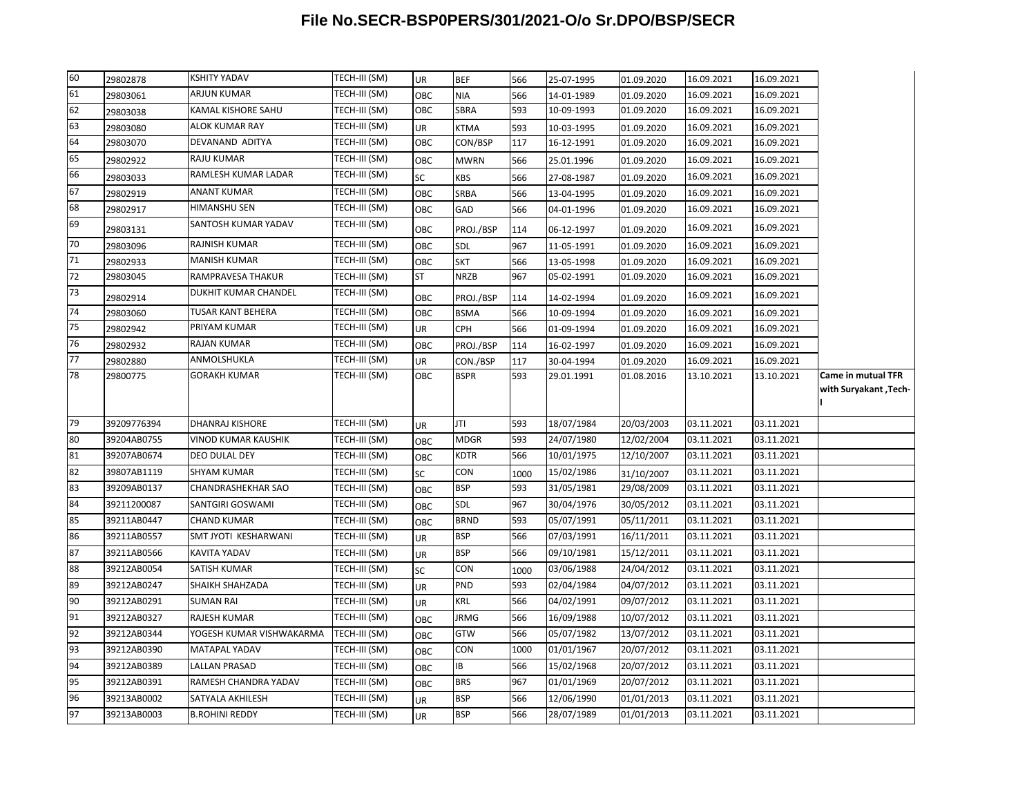# File No.SECR-BSP0PERS/301/2021-O/o Sr.DPO/BSP/SECR

| | | | | | | | | | | | |
|---|---|---|---|---|---|---|---|---|---|---|---|
| 60 | 29802878 | KSHITY YADAV | TECH-III (SM) | UR | BEF | 566 | 25-07-1995 | 01.09.2020 | 16.09.2021 | 16.09.2021 | |
| 61 | 29803061 | ARJUN KUMAR | TECH-III (SM) | OBC | NIA | 566 | 14-01-1989 | 01.09.2020 | 16.09.2021 | 16.09.2021 | |
| 62 | 29803038 | KAMAL KISHORE SAHU | TECH-III (SM) | OBC | SBRA | 593 | 10-09-1993 | 01.09.2020 | 16.09.2021 | 16.09.2021 | |
| 63 | 29803080 | ALOK KUMAR RAY | TECH-III (SM) | UR | KTMA | 593 | 10-03-1995 | 01.09.2020 | 16.09.2021 | 16.09.2021 | |
| 64 | 29803070 | DEVANAND ADITYA | TECH-III (SM) | OBC | CON/BSP | 117 | 16-12-1991 | 01.09.2020 | 16.09.2021 | 16.09.2021 | |
| 65 | 29802922 | RAJU KUMAR | TECH-III (SM) | OBC | MWRN | 566 | 25.01.1996 | 01.09.2020 | 16.09.2021 | 16.09.2021 | |
| 66 | 29803033 | RAMLESH KUMAR LADAR | TECH-III (SM) | SC | KBS | 566 | 27-08-1987 | 01.09.2020 | 16.09.2021 | 16.09.2021 | |
| 67 | 29802919 | ANANT KUMAR | TECH-III (SM) | OBC | SRBA | 566 | 13-04-1995 | 01.09.2020 | 16.09.2021 | 16.09.2021 | |
| 68 | 29802917 | HIMANSHU SEN | TECH-III (SM) | OBC | GAD | 566 | 04-01-1996 | 01.09.2020 | 16.09.2021 | 16.09.2021 | |
| 69 | 29803131 | SANTOSH KUMAR YADAV | TECH-III (SM) | OBC | PROJ./BSP | 114 | 06-12-1997 | 01.09.2020 | 16.09.2021 | 16.09.2021 | |
| 70 | 29803096 | RAJNISH KUMAR | TECH-III (SM) | OBC | SDL | 967 | 11-05-1991 | 01.09.2020 | 16.09.2021 | 16.09.2021 | |
| 71 | 29802933 | MANISH KUMAR | TECH-III (SM) | OBC | SKT | 566 | 13-05-1998 | 01.09.2020 | 16.09.2021 | 16.09.2021 | |
| 72 | 29803045 | RAMPRAVESA THAKUR | TECH-III (SM) | ST | NRZB | 967 | 05-02-1991 | 01.09.2020 | 16.09.2021 | 16.09.2021 | |
| 73 | 29802914 | DUKHIT KUMAR CHANDEL | TECH-III (SM) | OBC | PROJ./BSP | 114 | 14-02-1994 | 01.09.2020 | 16.09.2021 | 16.09.2021 | |
| 74 | 29803060 | TUSAR KANT BEHERA | TECH-III (SM) | OBC | BSMA | 566 | 10-09-1994 | 01.09.2020 | 16.09.2021 | 16.09.2021 | |
| 75 | 29802942 | PRIYAM KUMAR | TECH-III (SM) | UR | CPH | 566 | 01-09-1994 | 01.09.2020 | 16.09.2021 | 16.09.2021 | |
| 76 | 29802932 | RAJAN KUMAR | TECH-III (SM) | OBC | PROJ./BSP | 114 | 16-02-1997 | 01.09.2020 | 16.09.2021 | 16.09.2021 | |
| 77 | 29802880 | ANMOLSHUKLA | TECH-III (SM) | UR | CON./BSP | 117 | 30-04-1994 | 01.09.2020 | 16.09.2021 | 16.09.2021 | |
| 78 | 29800775 | GORAKH KUMAR | TECH-III (SM) | OBC | BSPR | 593 | 29.01.1991 | 01.08.2016 | 13.10.2021 | 13.10.2021 | **Came in mutual TFR with Suryakant ,Tech-I** |
| 79 | 39209776394 | DHANRAJ KISHORE | TECH-III (SM) | UR | JTI | 593 | 18/07/1984 | 20/03/2003 | 03.11.2021 | 03.11.2021 | |
| 80 | 39204AB0755 | VINOD KUMAR KAUSHIK | TECH-III (SM) | OBC | MDGR | 593 | 24/07/1980 | 12/02/2004 | 03.11.2021 | 03.11.2021 | |
| 81 | 39207AB0674 | DEO DULAL DEY | TECH-III (SM) | OBC | KDTR | 566 | 10/01/1975 | 12/10/2007 | 03.11.2021 | 03.11.2021 | |
| 82 | 39807AB1119 | SHYAM KUMAR | TECH-III (SM) | SC | CON | 1000 | 15/02/1986 | 31/10/2007 | 03.11.2021 | 03.11.2021 | |
| 83 | 39209AB0137 | CHANDRASHEKHAR SAO | TECH-III (SM) | OBC | BSP | 593 | 31/05/1981 | 29/08/2009 | 03.11.2021 | 03.11.2021 | |
| 84 | 39211200087 | SANTGIRI GOSWAMI | TECH-III (SM) | OBC | SDL | 967 | 30/04/1976 | 30/05/2012 | 03.11.2021 | 03.11.2021 | |
| 85 | 39211AB0447 | CHAND KUMAR | TECH-III (SM) | OBC | BRND | 593 | 05/07/1991 | 05/11/2011 | 03.11.2021 | 03.11.2021 | |
| 86 | 39211AB0557 | SMT JYOTI KESHARWANI | TECH-III (SM) | UR | BSP | 566 | 07/03/1991 | 16/11/2011 | 03.11.2021 | 03.11.2021 | |
| 87 | 39211AB0566 | KAVITA YADAV | TECH-III (SM) | UR | BSP | 566 | 09/10/1981 | 15/12/2011 | 03.11.2021 | 03.11.2021 | |
| 88 | 39212AB0054 | SATISH KUMAR | TECH-III (SM) | SC | CON | 1000 | 03/06/1988 | 24/04/2012 | 03.11.2021 | 03.11.2021 | |
| 89 | 39212AB0247 | SHAIKH SHAHZADA | TECH-III (SM) | UR | PND | 593 | 02/04/1984 | 04/07/2012 | 03.11.2021 | 03.11.2021 | |
| 90 | 39212AB0291 | SUMAN RAI | TECH-III (SM) | UR | KRL | 566 | 04/02/1991 | 09/07/2012 | 03.11.2021 | 03.11.2021 | |
| 91 | 39212AB0327 | RAJESH KUMAR | TECH-III (SM) | OBC | JRMG | 566 | 16/09/1988 | 10/07/2012 | 03.11.2021 | 03.11.2021 | |
| 92 | 39212AB0344 | YOGESH KUMAR VISHWAKARMA | TECH-III (SM) | OBC | GTW | 566 | 05/07/1982 | 13/07/2012 | 03.11.2021 | 03.11.2021 | |
| 93 | 39212AB0390 | MATAPAL YADAV | TECH-III (SM) | OBC | CON | 1000 | 01/01/1967 | 20/07/2012 | 03.11.2021 | 03.11.2021 | |
| 94 | 39212AB0389 | LALLAN PRASAD | TECH-III (SM) | OBC | IB | 566 | 15/02/1968 | 20/07/2012 | 03.11.2021 | 03.11.2021 | |
| 95 | 39212AB0391 | RAMESH CHANDRA YADAV | TECH-III (SM) | OBC | BRS | 967 | 01/01/1969 | 20/07/2012 | 03.11.2021 | 03.11.2021 | |
| 96 | 39213AB0002 | SATYALA AKHILESH | TECH-III (SM) | UR | BSP | 566 | 12/06/1990 | 01/01/2013 | 03.11.2021 | 03.11.2021 | |
| 97 | 39213AB0003 | B.ROHINI REDDY | TECH-III (SM) | UR | BSP | 566 | 28/07/1989 | 01/01/2013 | 03.11.2021 | 03.11.2021 | |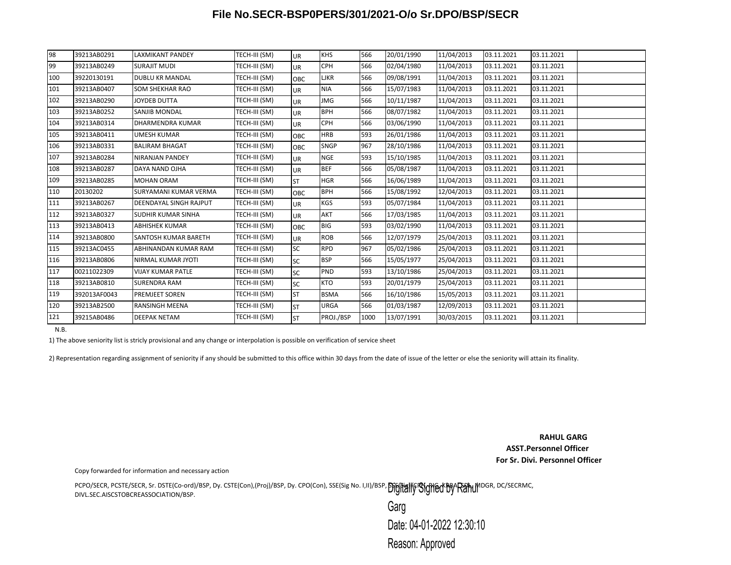# File No.SECR-BSP0PERS/301/2021-O/o Sr.DPO/BSP/SECR

| | | | | | | | | | | | |
|---|---|---|---|---|---|---|---|---|---|---|---|
| 98 | 39213AB0291 | LAXMIKANT PANDEY | TECH-III (SM) | UR | KHS | 566 | 20/01/1990 | 11/04/2013 | 03.11.2021 | 03.11.2021 | |
| 99 | 39213AB0249 | SURAJIT MUDI | TECH-III (SM) | UR | CPH | 566 | 02/04/1980 | 11/04/2013 | 03.11.2021 | 03.11.2021 | |
| 100 | 39220130191 | DUBLU KR MANDAL | TECH-III (SM) | OBC | LJKR | 566 | 09/08/1991 | 11/04/2013 | 03.11.2021 | 03.11.2021 | |
| 101 | 39213AB0407 | SOM SHEKHAR RAO | TECH-III (SM) | UR | NIA | 566 | 15/07/1983 | 11/04/2013 | 03.11.2021 | 03.11.2021 | |
| 102 | 39213AB0290 | JOYDEB DUTTA | TECH-III (SM) | UR | JMG | 566 | 10/11/1987 | 11/04/2013 | 03.11.2021 | 03.11.2021 | |
| 103 | 39213AB0252 | SANJIB MONDAL | TECH-III (SM) | UR | BPH | 566 | 08/07/1982 | 11/04/2013 | 03.11.2021 | 03.11.2021 | |
| 104 | 39213AB0314 | DHARMENDRA KUMAR | TECH-III (SM) | UR | CPH | 566 | 03/06/1990 | 11/04/2013 | 03.11.2021 | 03.11.2021 | |
| 105 | 39213AB0411 | UMESH KUMAR | TECH-III (SM) | OBC | HRB | 593 | 26/01/1986 | 11/04/2013 | 03.11.2021 | 03.11.2021 | |
| 106 | 39213AB0331 | BALIRAM BHAGAT | TECH-III (SM) | OBC | SNGP | 967 | 28/10/1986 | 11/04/2013 | 03.11.2021 | 03.11.2021 | |
| 107 | 39213AB0284 | NIRANJAN PANDEY | TECH-III (SM) | UR | NGE | 593 | 15/10/1985 | 11/04/2013 | 03.11.2021 | 03.11.2021 | |
| 108 | 39213AB0287 | DAYA NAND OJHA | TECH-III (SM) | UR | BEF | 566 | 05/08/1987 | 11/04/2013 | 03.11.2021 | 03.11.2021 | |
| 109 | 39213AB0285 | MOHAN ORAM | TECH-III (SM) | ST | HGR | 566 | 16/06/1989 | 11/04/2013 | 03.11.2021 | 03.11.2021 | |
| 110 | 20130202 | SURYAMANI KUMAR VERMA | TECH-III (SM) | OBC | BPH | 566 | 15/08/1992 | 12/04/2013 | 03.11.2021 | 03.11.2021 | |
| 111 | 39213AB0267 | DEENDAYAL SINGH RAJPUT | TECH-III (SM) | UR | KGS | 593 | 05/07/1984 | 11/04/2013 | 03.11.2021 | 03.11.2021 | |
| 112 | 39213AB0327 | SUDHIR KUMAR SINHA | TECH-III (SM) | UR | AKT | 566 | 17/03/1985 | 11/04/2013 | 03.11.2021 | 03.11.2021 | |
| 113 | 39213AB0413 | ABHISHEK KUMAR | TECH-III (SM) | OBC | BIG | 593 | 03/02/1990 | 11/04/2013 | 03.11.2021 | 03.11.2021 | |
| 114 | 39213AB0800 | SANTOSH KUMAR BARETH | TECH-III (SM) | UR | ROB | 566 | 12/07/1979 | 25/04/2013 | 03.11.2021 | 03.11.2021 | |
| 115 | 39213AC0455 | ABHINANDAN KUMAR RAM | TECH-III (SM) | SC | RPD | 967 | 05/02/1986 | 25/04/2013 | 03.11.2021 | 03.11.2021 | |
| 116 | 39213AB0806 | NIRMAL KUMAR JYOTI | TECH-III (SM) | SC | BSP | 566 | 15/05/1977 | 25/04/2013 | 03.11.2021 | 03.11.2021 | |
| 117 | 00211022309 | VIJAY KUMAR PATLE | TECH-III (SM) | SC | PND | 593 | 13/10/1986 | 25/04/2013 | 03.11.2021 | 03.11.2021 | |
| 118 | 39213AB0810 | SURENDRA RAM | TECH-III (SM) | SC | KTO | 593 | 20/01/1979 | 25/04/2013 | 03.11.2021 | 03.11.2021 | |
| 119 | 392013AF0043 | PREMJEET SOREN | TECH-III (SM) | ST | BSMA | 566 | 16/10/1986 | 15/05/2013 | 03.11.2021 | 03.11.2021 | |
| 120 | 39213AB2500 | RANSINGH MEENA | TECH-III (SM) | ST | URGA | 566 | 01/03/1987 | 12/09/2013 | 03.11.2021 | 03.11.2021 | |
| 121 | 39215AB0486 | DEEPAK NETAM | TECH-III (SM) | ST | PROJ./BSP | 1000 | 13/07/1991 | 30/03/2015 | 03.11.2021 | 03.11.2021 | |

N.B.

1) The above seniority list is stricly provisional and any change or interpolation is possible on verification of service sheet

2) Representation regarding assignment of seniority if any should be submitted to this office within 30 days from the date of issue of the letter or else the seniority will attain its finality.

**RAHUL GARG**
**ASST.Personnel Officer**
**For Sr. Divi. Personnel Officer**

Copy forwarded for information and necessary action

PCPO/SECR, PCSTE/SECR, Sr. DSTE(Co-ord)/BSP, Dy. CSTE(Con),(Proj)/BSP, Dy. CPO(Con), SSE(Sig No. I,II)/BSP, SSE(Sig)/CRM, BIG, KRBA, SDL, MDGR, DC/SECRMC, DIVL.SEC.AISCSTOBCREASSOCIATION/BSP.

Digitally Signed by Rahul Garg
Date: 04-01-2022 12:30:10
Reason: Approved